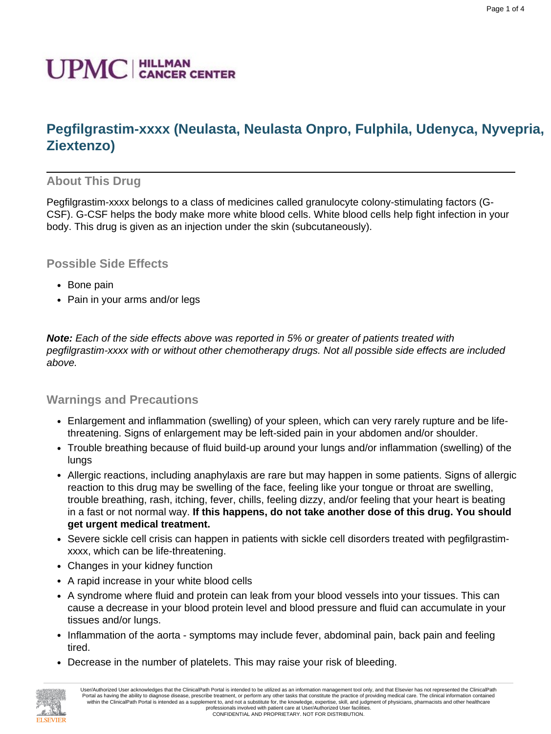# Pegfilgrastim-xxxx (Neulasta, Neulasta Onpro, Fulphila, Udenyca, Nyvepria, Ziextenzo)

## About This Drug

Pegfilgrastim-xxxx belongs to a class of medicines called granulocyte colony-stimulating factors (G-CSF). G-CSF helps the body make more white blood cells. White blood cells help fight infection in your body. This drug is given as an injection under the skin (subcutaneously).

### Possible Side Effects

- Bone pain
- Pain in your arms and/or legs

***Note:*** *Each of the side effects above was reported in 5% or greater of patients treated with pegfilgrastim-xxxx with or without other chemotherapy drugs. Not all possible side effects are included above.*

### Warnings and Precautions

- Enlargement and inflammation (swelling) of your spleen, which can very rarely rupture and be life-threatening. Signs of enlargement may be left-sided pain in your abdomen and/or shoulder.
- Trouble breathing because of fluid build-up around your lungs and/or inflammation (swelling) of the lungs
- Allergic reactions, including anaphylaxis are rare but may happen in some patients. Signs of allergic reaction to this drug may be swelling of the face, feeling like your tongue or throat are swelling, trouble breathing, rash, itching, fever, chills, feeling dizzy, and/or feeling that your heart is beating in a fast or not normal way. **If this happens, do not take another dose of this drug. You should get urgent medical treatment.**
- Severe sickle cell crisis can happen in patients with sickle cell disorders treated with pegfilgrastim-xxxx, which can be life-threatening.
- Changes in your kidney function
- A rapid increase in your white blood cells
- A syndrome where fluid and protein can leak from your blood vessels into your tissues. This can cause a decrease in your blood protein level and blood pressure and fluid can accumulate in your tissues and/or lungs.
- Inflammation of the aorta - symptoms may include fever, abdominal pain, back pain and feeling tired.
- Decrease in the number of platelets. This may raise your risk of bleeding.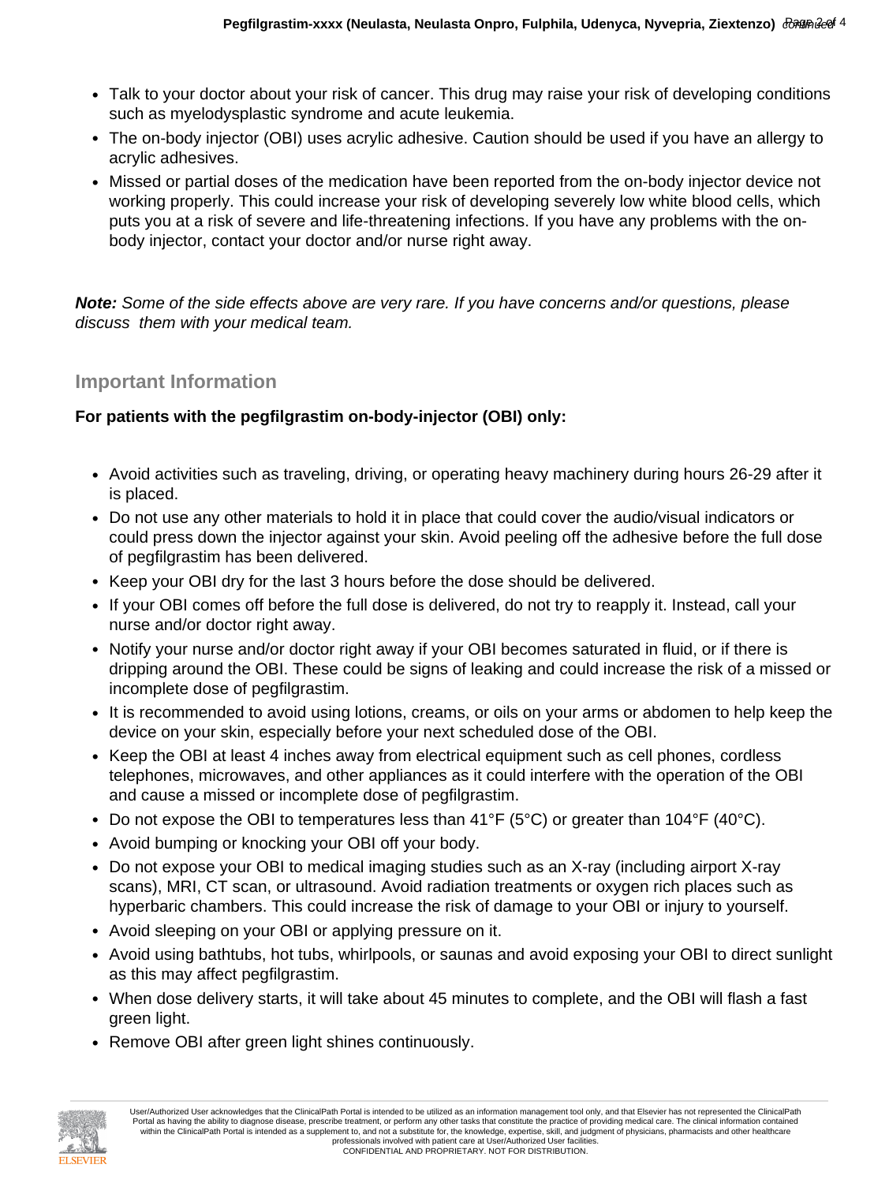- Talk to your doctor about your risk of cancer. This drug may raise your risk of developing conditions such as myelodysplastic syndrome and acute leukemia.
- The on-body injector (OBI) uses acrylic adhesive. Caution should be used if you have an allergy to acrylic adhesives.
- Missed or partial doses of the medication have been reported from the on-body injector device not working properly. This could increase your risk of developing severely low white blood cells, which puts you at a risk of severe and life-threatening infections. If you have any problems with the on-body injector, contact your doctor and/or nurse right away.

***Note:*** *Some of the side effects above are very rare. If you have concerns and/or questions, please discuss them with your medical team.*

## Important Information

**For patients with the pegfilgrastim on-body-injector (OBI) only:**

- Avoid activities such as traveling, driving, or operating heavy machinery during hours 26-29 after it is placed.
- Do not use any other materials to hold it in place that could cover the audio/visual indicators or could press down the injector against your skin. Avoid peeling off the adhesive before the full dose of pegfilgrastim has been delivered.
- Keep your OBI dry for the last 3 hours before the dose should be delivered.
- If your OBI comes off before the full dose is delivered, do not try to reapply it. Instead, call your nurse and/or doctor right away.
- Notify your nurse and/or doctor right away if your OBI becomes saturated in fluid, or if there is dripping around the OBI. These could be signs of leaking and could increase the risk of a missed or incomplete dose of pegfilgrastim.
- It is recommended to avoid using lotions, creams, or oils on your arms or abdomen to help keep the device on your skin, especially before your next scheduled dose of the OBI.
- Keep the OBI at least 4 inches away from electrical equipment such as cell phones, cordless telephones, microwaves, and other appliances as it could interfere with the operation of the OBI and cause a missed or incomplete dose of pegfilgrastim.
- Do not expose the OBI to temperatures less than 41°F (5°C) or greater than 104°F (40°C).
- Avoid bumping or knocking your OBI off your body.
- Do not expose your OBI to medical imaging studies such as an X-ray (including airport X-ray scans), MRI, CT scan, or ultrasound. Avoid radiation treatments or oxygen rich places such as hyperbaric chambers. This could increase the risk of damage to your OBI or injury to yourself.
- Avoid sleeping on your OBI or applying pressure on it.
- Avoid using bathtubs, hot tubs, whirlpools, or saunas and avoid exposing your OBI to direct sunlight as this may affect pegfilgrastim.
- When dose delivery starts, it will take about 45 minutes to complete, and the OBI will flash a fast green light.
- Remove OBI after green light shines continuously.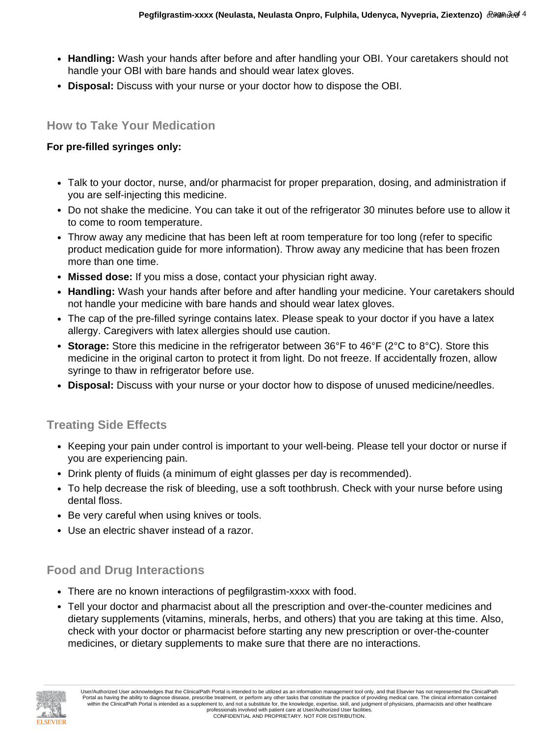- **Handling:** Wash your hands after before and after handling your OBI. Your caretakers should not handle your OBI with bare hands and should wear latex gloves.
- **Disposal:** Discuss with your nurse or your doctor how to dispose the OBI.

## How to Take Your Medication

**For pre-filled syringes only:**

- Talk to your doctor, nurse, and/or pharmacist for proper preparation, dosing, and administration if you are self-injecting this medicine.
- Do not shake the medicine. You can take it out of the refrigerator 30 minutes before use to allow it to come to room temperature.
- Throw away any medicine that has been left at room temperature for too long (refer to specific product medication guide for more information). Throw away any medicine that has been frozen more than one time.
- **Missed dose:** If you miss a dose, contact your physician right away.
- **Handling:** Wash your hands after before and after handling your medicine. Your caretakers should not handle your medicine with bare hands and should wear latex gloves.
- The cap of the pre-filled syringe contains latex. Please speak to your doctor if you have a latex allergy. Caregivers with latex allergies should use caution.
- **Storage:** Store this medicine in the refrigerator between 36°F to 46°F (2°C to 8°C). Store this medicine in the original carton to protect it from light. Do not freeze. If accidentally frozen, allow syringe to thaw in refrigerator before use.
- **Disposal:** Discuss with your nurse or your doctor how to dispose of unused medicine/needles.

## Treating Side Effects

- Keeping your pain under control is important to your well-being. Please tell your doctor or nurse if you are experiencing pain.
- Drink plenty of fluids (a minimum of eight glasses per day is recommended).
- To help decrease the risk of bleeding, use a soft toothbrush. Check with your nurse before using dental floss.
- Be very careful when using knives or tools.
- Use an electric shaver instead of a razor.

## Food and Drug Interactions

- There are no known interactions of pegfilgrastim-xxxx with food.
- Tell your doctor and pharmacist about all the prescription and over-the-counter medicines and dietary supplements (vitamins, minerals, herbs, and others) that you are taking at this time. Also, check with your doctor or pharmacist before starting any new prescription or over-the-counter medicines, or dietary supplements to make sure that there are no interactions.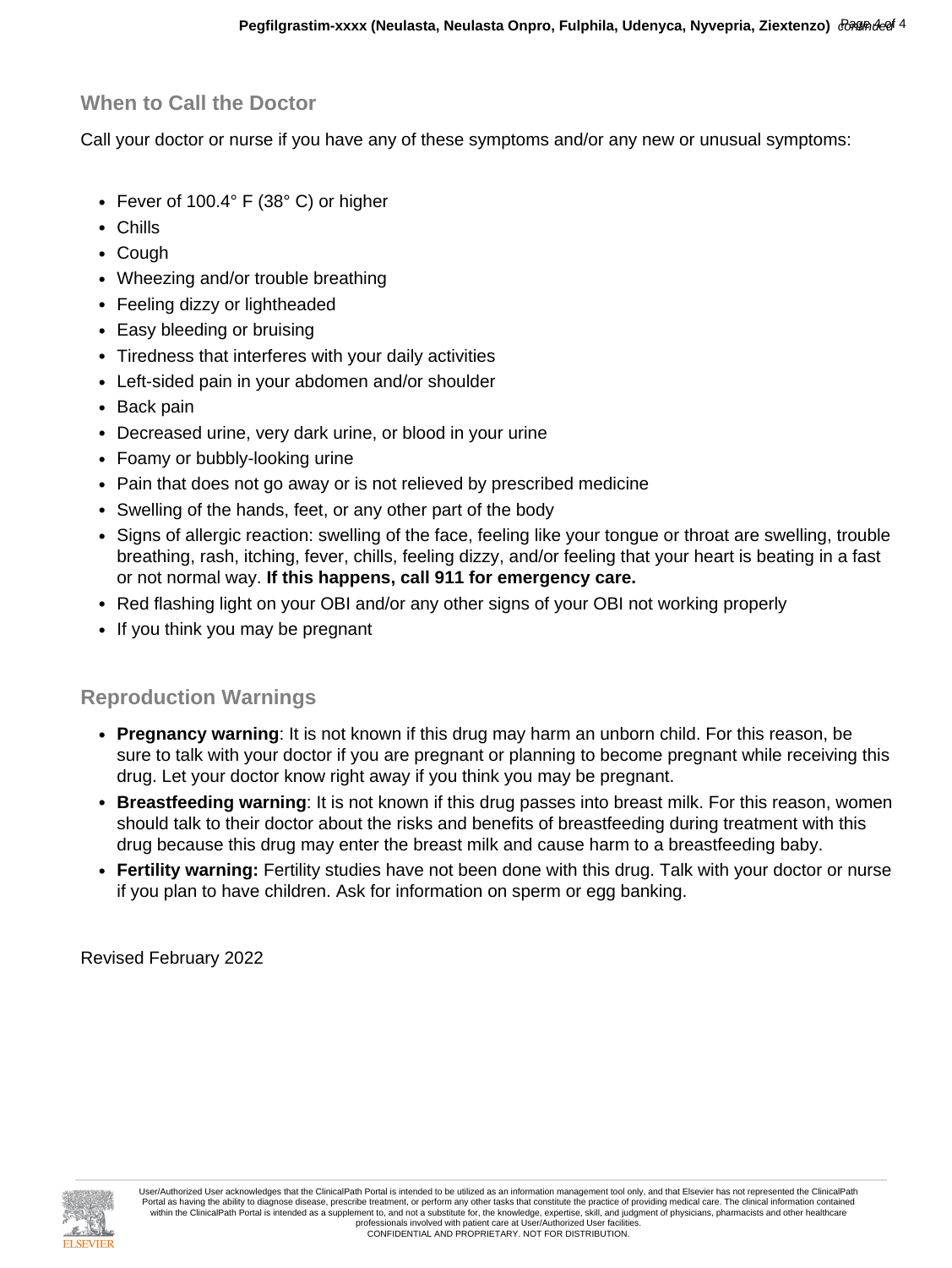## When to Call the Doctor

Call your doctor or nurse if you have any of these symptoms and/or any new or unusual symptoms:

- Fever of 100.4° F (38° C) or higher
- Chills
- Cough
- Wheezing and/or trouble breathing
- Feeling dizzy or lightheaded
- Easy bleeding or bruising
- Tiredness that interferes with your daily activities
- Left-sided pain in your abdomen and/or shoulder
- Back pain
- Decreased urine, very dark urine, or blood in your urine
- Foamy or bubbly-looking urine
- Pain that does not go away or is not relieved by prescribed medicine
- Swelling of the hands, feet, or any other part of the body
- Signs of allergic reaction: swelling of the face, feeling like your tongue or throat are swelling, trouble breathing, rash, itching, fever, chills, feeling dizzy, and/or feeling that your heart is beating in a fast or not normal way. **If this happens, call 911 for emergency care.**
- Red flashing light on your OBI and/or any other signs of your OBI not working properly
- If you think you may be pregnant

## Reproduction Warnings

- **Pregnancy warning**: It is not known if this drug may harm an unborn child. For this reason, be sure to talk with your doctor if you are pregnant or planning to become pregnant while receiving this drug. Let your doctor know right away if you think you may be pregnant.
- **Breastfeeding warning**: It is not known if this drug passes into breast milk. For this reason, women should talk to their doctor about the risks and benefits of breastfeeding during treatment with this drug because this drug may enter the breast milk and cause harm to a breastfeeding baby.
- **Fertility warning:** Fertility studies have not been done with this drug. Talk with your doctor or nurse if you plan to have children. Ask for information on sperm or egg banking.

Revised February 2022